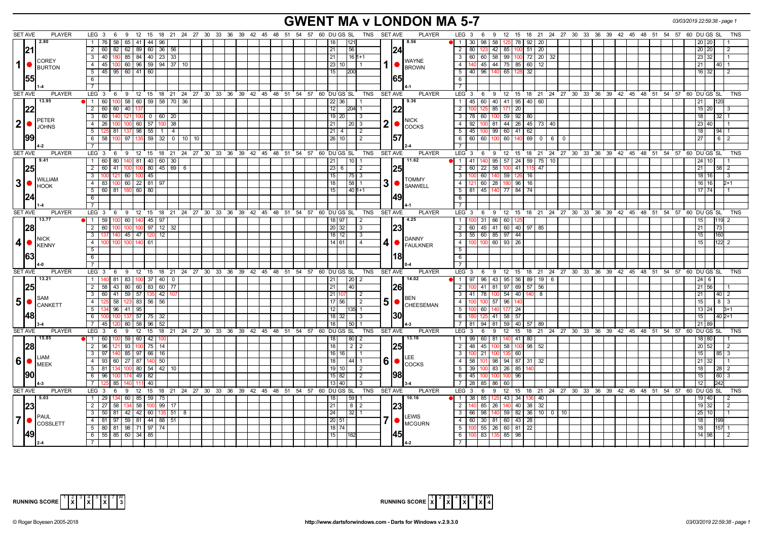# GWENT MA v LONDON MA 5-7

03/03/2019 22:59:38 - page 1

| SET AVE | PLAYER | LEG | 3 | 6 | 9 | 12 | 15 | 18 | 21 | 24 | 27 | 30 | DU | GS | SL | TNS | SET AVE | PLAYER | LEG | 3 | 6 | 9 | 12 | 15 | 18 | 21 | 24 | 27 | 30 | DU | GS | SL | TNS |
|---|---|---|---|---|---|---|---|---|---|---|---|---|---|---|---|---|---|---|---|---|---|---|---|---|---|---|---|---|---|---|---|---|---|
| 2.80 | 1 COREY BURTON | 1 | 76 | 58 | 65 | 41 | 44 | 96 | | | | | 18 | | 121 | | 8.56 | 1 WAYNE BROWN | 1 | 30 | 98 | 58 | 125 | 78 | 92 | 20 | | | | 20 | 20 | | 1 |
| 21 | | 2 | 60 | 82 | 62 | 89 | 60 | 36 | 56 | | | | 21 | | 56 | | 24 | | 2 | 80 | 123 | 42 | 85 | 100 | 51 | 20 | | | | 20 | 20 | | 2 |
| | | 3 | 40 | 180 | 85 | 84 | 40 | 23 | 33 | | | | 21 | | 16 | 1+1 | | | 3 | 60 | 60 | 58 | 99 | 100 | 72 | 20 | 32 | | | 23 | 32 | | 1 |
| | | 4 | 45 | 100 | 60 | 96 | 59 | 94 | 37 | 10 | | | 23 | 10 | | 1 | | | 4 | 140 | 45 | 44 | 75 | 85 | 60 | 12 | | | | 21 | | 40 | 1 |
| 55 | | 5 | 45 | 95 | 60 | 41 | 60 | | | | | | 15 | | 200 | | 65 | | 5 | 40 | 96 | 140 | 65 | 128 | 32 | | | | | 16 | 32 | | 2 |
| | 1-4 | 6 | | | | | | | | | | | | | | | | 4-1 | 6 | | | | | | | | | | | | | | |
| 13.95 | 2 PETER JOHNS | 1 | 60 | 100 | 58 | 60 | 59 | 58 | 70 | 36 | | | 22 | 36 | | 1 | 9.36 | 2 NICK COCKS | 1 | 45 | 60 | 40 | 41 | 95 | 40 | 60 | | | | 21 | | 120 | |
| 22 | | 2 | 60 | 60 | 40 | 137 | | | | | | | 12 | | 204 | 1 | 22 | | 2 | 100 | 125 | 85 | 171 | 20 | | | | | | 15 | 20 | | 3 |
| | | 3 | 60 | 140 | 121 | 100 | 0 | 60 | 20 | | | | 19 | 20 | | 3 | | | 3 | 78 | 60 | 100 | 59 | 92 | 80 | | | | | 18 | | 32 | 1 |
| | | 4 | 26 | 100 | 100 | 60 | 57 | 100 | 38 | | | | 21 | | 20 | 3 | | | 4 | 92 | 100 | 81 | 44 | 26 | 45 | 73 | 40 | | | 23 | 40 | | 1 |
| | | 5 | 125 | 81 | 137 | 98 | 55 | 1 | 4 | | | | 21 | 4 | | 2 | | | 5 | 45 | 100 | 99 | 60 | 41 | 62 | | | | | 18 | | 94 | 1 |
| 99 | | 6 | 58 | 100 | 97 | 135 | 59 | 32 | 0 | 10 | 10 | | 26 | 10 | | 2 | 57 | | 6 | 60 | 60 | 100 | 60 | 140 | 69 | 0 | 6 | 0 | | 27 | | 6 | 2 |
| | 4-2 | 7 | | | | | | | | | | | | | | | | 2-4 | 7 | | | | | | | | | | | | | | |
| 9.41 | 3 WILLIAM HOOK | 1 | 60 | 80 | 140 | 81 | 40 | 60 | 30 | | | | 21 | | 10 | 1 | 11.62 | 3 TOMMY SANWELL | 1 | 41 | 140 | 95 | 57 | 24 | 59 | 75 | 10 | | | 24 | 10 | | 1 |
| 25 | | 2 | 60 | 41 | 100 | 100 | 80 | 45 | 69 | 6 | | | 23 | 6 | | 2 | 25 | | 2 | 60 | 22 | 58 | 100 | 41 | 115 | 47 | | | | 21 | | 58 | 2 |
| | | 3 | 100 | 121 | 60 | 100 | 45 | | | | | | 15 | | 75 | 3 | | | 3 | 100 | 60 | 140 | 59 | 126 | 16 | | | | | 18 | 16 | | 3 |
| | | 4 | 83 | 100 | 60 | 22 | 81 | 97 | | | | | 18 | | 58 | 1 | | | 4 | 121 | 60 | 28 | 180 | 96 | 16 | | | | | 16 | 16 | | 2+1 |
| 24 | | 5 | 60 | 81 | 180 | 60 | 80 | | | | | | 15 | | 40 | 1+1 | 49 | | 5 | 81 | 45 | 140 | 77 | 84 | 74 | | | | | 17 | 74 | | 1 |
| | 1-4 | 6 | | | | | | | | | | | | | | | | 4-1 | 6 | | | | | | | | | | | | | | |
| 13.77 | 4 NICK KENNY | 1 | 59 | 100 | 60 | 140 | 45 | 97 | | | | | 18 | 97 | | 2 | 4.25 | 4 DANNY FAULKNER | 1 | 100 | 31 | 66 | 60 | 125 | | | | | | 15 | | 119 | 2 |
| 28 | | 2 | 60 | 100 | 100 | 100 | 97 | 12 | 32 | | | | 20 | 32 | | 3 | 23 | | 2 | 60 | 45 | 41 | 60 | 40 | 97 | 85 | | | | 21 | | 73 | |
| | | 3 | 137 | 140 | 45 | 47 | 120 | 12 | | | | | 18 | 12 | | 3 | | | 3 | 55 | 60 | 85 | 97 | 44 | | | | | | 15 | | 160 | |
| | | 4 | 100 | 100 | 100 | 140 | 61 | | | | | | 14 | 61 | | 4 | | | 4 | 100 | 100 | 60 | 93 | 26 | | | | | | 15 | | 122 | 2 |
| 63 | 4-0 | 5 | | | | | | | | | | | | | | | 18 | 0-4 | 5 | | | | | | | | | | | | | | |
| 13.21 | 5 SAM CANKETT | 1 | 140 | 81 | 83 | 100 | 37 | 40 | 0 | | | | 21 | | 20 | 2 | 14.02 | 5 BEN CHEESEMAN | 1 | 97 | 96 | 43 | 95 | 56 | 89 | 19 | 6 | | | 24 | 6 | | |
| 25 | | 2 | 58 | 43 | 80 | 60 | 83 | 60 | 77 | | | | 21 | | 40 | | 26 | | 2 | 100 | 41 | 81 | 97 | 69 | 57 | 56 | | | | 21 | 56 | | 1 |
| | | 3 | 60 | 41 | 59 | 57 | 135 | 42 | 107 | | | | 21 | 107 | | 2 | | | 3 | 41 | 78 | 100 | 54 | 40 | 140 | 8 | | | | 21 | | 40 | 2 |
| | | 4 | 125 | 58 | 123 | 83 | 56 | 56 | | | | | 17 | 56 | | 2 | | | 4 | 100 | 100 | 57 | 96 | 140 | | | | | | 15 | | 8 | 3 |
| | | 5 | 134 | 96 | 41 | 95 | | | | | | | 12 | | 135 | 1 | | | 5 | 100 | 60 | 140 | 177 | 24 | | | | | | 13 | 24 | | 3+1 |
| 48 | | 6 | 100 | 100 | 137 | 57 | 75 | 32 | | | | | 18 | 32 | | 3 | 30 | | 6 | 180 | 125 | 41 | 58 | 57 | | | | | | 15 | | 40 | 2+1 |
| | 3-4 | 7 | 45 | 120 | 80 | 58 | 96 | 52 | | | | | 18 | | 50 | 1 | | 4-3 | 7 | 81 | 94 | 81 | 59 | 40 | 57 | 89 | | | | 21 | 89 | | |
| 15.85 | 6 LIAM MEEK | 1 | 60 | 100 | 59 | 60 | 42 | 100 | | | | | 18 | | 80 | 2 | 13.16 | 6 LEE COCKS | 1 | 99 | 60 | 81 | 140 | 41 | 80 | | | | | 18 | 80 | | 1 |
| 28 | | 2 | 96 | 121 | 93 | 100 | 75 | 14 | | | | | 18 | | 2 | 2 | 25 | | 2 | 48 | 45 | 100 | 58 | 100 | 98 | 52 | | | | 20 | 52 | | 2 |
| | | 3 | 97 | 140 | 85 | 97 | 66 | 16 | | | | | 16 | 16 | | 1 | | | 3 | 100 | 21 | 100 | 135 | 60 | | | | | | 15 | | 85 | 3 |
| | | 4 | 93 | 60 | 27 | 87 | 140 | 50 | | | | | 18 | | 44 | 1 | | | 4 | 58 | 101 | 98 | 94 | 87 | 31 | 32 | | | | 21 | 32 | | 1 |
| | | 5 | 81 | 134 | 100 | 80 | 54 | 42 | 10 | | | | 19 | 10 | | 2 | | | 5 | 39 | 100 | 83 | 26 | 85 | 140 | | | | | 18 | | 28 | 2 |
| 90 | | 6 | 96 | 100 | 174 | 49 | 82 | | | | | | 15 | 82 | | 2 | 98 | | 6 | 45 | 100 | 100 | 100 | 96 | | | | | | 15 | | 60 | 3 |
| | 4-3 | 7 | 125 | 85 | 140 | 111 | 40 | | | | | | 13 | 40 | | 3 | | 3-4 | 7 | 28 | 85 | 86 | 60 | | | | | | | 12 | | 242 | |
| 5.03 | 7 PAUL COSSLETT | 1 | 29 | 134 | 60 | 85 | 59 | 75 | | | | | 18 | | 59 | 1 | 10.16 | 7 LEWIS MCGURN | 1 | 38 | 85 | 125 | 43 | 34 | 136 | 40 | | | | 19 | 40 | | 2 |
| 23 | | 2 | 27 | 58 | 134 | 58 | 100 | 99 | 17 | | | | 21 | | 8 | 2 | 23 | | 2 | 140 | 85 | 26 | 140 | 40 | 38 | 32 | | | | 19 | 32 | | 2 |
| | | 3 | 50 | 81 | 42 | 42 | 60 | 135 | 51 | 8 | | | 24 | | 32 | 1 | | | 3 | 66 | 98 | 140 | 59 | 82 | 36 | 10 | 0 | 10 | | 25 | 10 | | 1 |
| | | 4 | 81 | 97 | 59 | 81 | 44 | 88 | 51 | | | | 20 | 51 | | | | | 4 | 60 | 30 | 81 | 60 | 43 | 28 | | | | | 18 | | 199 | |
| | | 5 | 80 | 81 | 98 | 71 | 97 | 74 | | | | | 18 | 74 | | | | | 5 | 100 | 55 | 26 | 60 | 81 | 22 | | | | | 18 | | 157 | 1 |
| 49 | 2-4 | 6 | 55 | 85 | 60 | 34 | 85 | | | | | | 15 | | 182 | | 45 | 4-2 | 6 | 100 | 83 | 135 | 85 | 98 | | | | | | 14 | 98 | | 2 |

RUNNING SCORE (Gwent MA): 1 2 3 4 5 6 7 — X (2), X (4), X (6) — W: 3

RUNNING SCORE (London MA): 1 2 3 4 5 6 7 — X (1), X (3), X (5), X (7) — W: 4

© Roger Boyesen 2005-2018 http://www.dartsforwindows.com - Darts for Windows v.2.9.3.0 03/03/2019 22:59:38 - page 1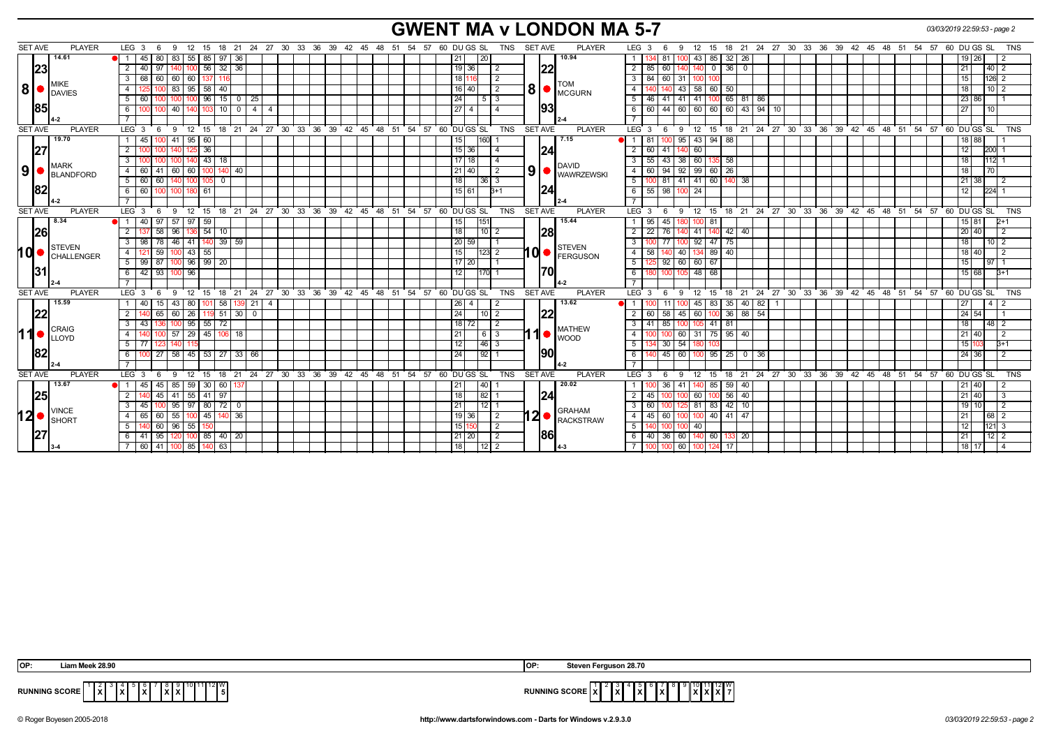# GWENT MA v LONDON MA 5-7

### Set 8

**MIKE DAVIES** (SET AVE 14.61, 23 / 85, 4-2)

| LEG | 3 | 6 | 9 | 12 | 15 | 18 | 21 | 24 | 27 | DU | GS | SL | TNS |
|---|---|---|---|---|---|---|---|---|---|---|---|---|---|
| 1 | 45 | 80 | 83 | 55 | 85 | 97 | 36 | | | 21 | | 20 | |
| 2 | 40 | 97 | 140 | 100 | 56 | 32 | 36 | | | 19 | 36 | | 2 |
| 3 | 68 | 60 | 60 | 60 | 137 | 116 | | | | 18 | 116 | | 2 |
| 4 | 125 | 100 | 83 | 95 | 58 | 40 | | | | 16 | 40 | | 2 |
| 5 | 60 | 100 | 100 | 100 | 96 | 15 | 0 | 25 | | 24 | | 5 | 3 |
| 6 | 100 | 100 | 40 | 140 | 103 | 10 | 0 | 4 | 4 | 27 | 4 | | 4 |
| 7 | | | | | | | | | | | | | |

**TOM MCGURN** (SET AVE 10.94, 22 / 93, 2-4)

| LEG | 3 | 6 | 9 | 12 | 15 | 18 | 21 | 24 | 27 | 30 | DU | GS | SL | TNS |
|---|---|---|---|---|---|---|---|---|---|---|---|---|---|---|
| 1 | 134 | 81 | 100 | 43 | 85 | 32 | 26 | | | | 19 | 26 | | 2 |
| 2 | 85 | 60 | 140 | 140 | 0 | 36 | 0 | | | | 21 | | 40 | 2 |
| 3 | 84 | 60 | 31 | 100 | 100 | | | | | | 15 | | 126 | 2 |
| 4 | 140 | 140 | 43 | 58 | 60 | 50 | | | | | 18 | | 10 | 2 |
| 5 | 46 | 41 | 41 | 41 | 100 | 65 | 81 | 86 | | | 23 | 86 | | 1 |
| 6 | 60 | 44 | 60 | 60 | 60 | 60 | 43 | 94 | 10 | | 27 | | 10 | |
| 7 | | | | | | | | | | | | | | |

### Set 9

**MARK BLANDFORD** (SET AVE 19.70, 27 / 82, 4-2)

| LEG | 3 | 6 | 9 | 12 | 15 | 18 | 21 | DU | GS | SL | TNS |
|---|---|---|---|---|---|---|---|---|---|---|---|
| 1 | 45 | 100 | 41 | 95 | 60 | | | 15 | | 160 | 1 |
| 2 | 100 | 100 | 140 | 125 | 36 | | | 15 | 36 | | 4 |
| 3 | 100 | 100 | 100 | 140 | 43 | 18 | | 17 | 18 | | 4 |
| 4 | 60 | 41 | 60 | 60 | 100 | 140 | 40 | 21 | 40 | | 2 |
| 5 | 60 | 60 | 140 | 100 | 105 | 0 | | 18 | | 36 | 3 |
| 6 | 60 | 100 | 100 | 180 | 61 | | | 15 | 61 | | 3+1 |
| 7 | | | | | | | | | | | |

**DAVID WAWRZEWSKI** (SET AVE 7.15, 24 / 24, 2-4)

| LEG | 3 | 6 | 9 | 12 | 15 | 18 | 21 | DU | GS | SL | TNS |
|---|---|---|---|---|---|---|---|---|---|---|---|
| 1 | 81 | 100 | 95 | 43 | 94 | 88 | | 18 | 88 | | 1 |
| 2 | 60 | 41 | 140 | 60 | | | | 12 | | 200 | 1 |
| 3 | 55 | 43 | 38 | 60 | 135 | 58 | | 18 | | 112 | 1 |
| 4 | 60 | 94 | 92 | 99 | 60 | 26 | | 18 | | 70 | |
| 5 | 100 | 81 | 41 | 41 | 60 | 140 | 38 | 21 | 38 | | 2 |
| 6 | 55 | 98 | 100 | 24 | | | | 12 | | 224 | 1 |
| 7 | | | | | | | | | | | |

### Set 10

**STEVEN CHALLENGER** (SET AVE 8.34, 26 / 31, 2-4)

| LEG | 3 | 6 | 9 | 12 | 15 | 18 | 21 | DU | GS | SL | TNS |
|---|---|---|---|---|---|---|---|---|---|---|---|
| 1 | 40 | 97 | 57 | 97 | 59 | | | 15 | | 151 | |
| 2 | 137 | 58 | 96 | 136 | 54 | 10 | | 18 | | 10 | 2 |
| 3 | 98 | 78 | 46 | 41 | 140 | 39 | 59 | 20 | 59 | | 1 |
| 4 | 121 | 59 | 100 | 43 | 55 | | | 15 | | 123 | 2 |
| 5 | 99 | 87 | 100 | 96 | 99 | 20 | | 17 | 20 | | 1 |
| 6 | 42 | 93 | 100 | 96 | | | | 12 | | 170 | 1 |
| 7 | | | | | | | | | | | |

**STEVEN FERGUSON** (SET AVE 15.44, 28 / 70, 4-2)

| LEG | 3 | 6 | 9 | 12 | 15 | 18 | 21 | DU | GS | SL | TNS |
|---|---|---|---|---|---|---|---|---|---|---|---|
| 1 | 95 | 45 | 180 | 100 | 81 | | | 15 | 81 | | 2+1 |
| 2 | 22 | 76 | 140 | 41 | 140 | 42 | 40 | 20 | 40 | | 2 |
| 3 | 100 | 77 | 100 | 92 | 47 | 75 | | 18 | | 10 | 2 |
| 4 | 58 | 140 | 40 | 134 | 89 | 40 | | 18 | 40 | | 2 |
| 5 | 125 | 92 | 60 | 60 | 67 | | | 15 | | 97 | 1 |
| 6 | 180 | 100 | 105 | 48 | 68 | | | 15 | 68 | | 3+1 |
| 7 | | | | | | | | | | | |

### Set 11

**CRAIG LLOYD** (SET AVE 15.59, 22 / 82, 2-4)

| LEG | 3 | 6 | 9 | 12 | 15 | 18 | 21 | 24 | 27 | DU | GS | SL | TNS |
|---|---|---|---|---|---|---|---|---|---|---|---|---|---|
| 1 | 40 | 15 | 43 | 80 | 101 | 58 | 139 | 21 | 4 | 26 | 4 | | 2 |
| 2 | 140 | 65 | 60 | 26 | 119 | 51 | 30 | 0 | | 24 | | 10 | 2 |
| 3 | 43 | 136 | 100 | 95 | 55 | 72 | | | | 18 | 72 | | 2 |
| 4 | 140 | 100 | 57 | 29 | 45 | 106 | 18 | | | 21 | | 6 | 3 |
| 5 | 77 | 123 | 140 | 115 | | | | | | 12 | | 46 | 3 |
| 6 | 100 | 27 | 58 | 45 | 53 | 27 | 33 | 66 | | 24 | | 92 | 1 |
| 7 | | | | | | | | | | | | | |

**MATHEW WOOD** (SET AVE 13.62, 22 / 90, 4-2)

| LEG | 3 | 6 | 9 | 12 | 15 | 18 | 21 | 24 | 27 | DU | GS | SL | TNS |
|---|---|---|---|---|---|---|---|---|---|---|---|---|---|
| 1 | 100 | 11 | 100 | 45 | 83 | 35 | 40 | 82 | 1 | 27 | | 4 | 2 |
| 2 | 60 | 58 | 45 | 60 | 100 | 36 | 88 | 54 | | 24 | 54 | | 1 |
| 3 | 41 | 85 | 100 | 105 | 41 | 81 | | | | 18 | | 48 | 2 |
| 4 | 100 | 100 | 60 | 31 | 75 | 95 | 40 | | | 21 | 40 | | 2 |
| 5 | 134 | 30 | 54 | 180 | 103 | | | | | 15 | 103 | | 3+1 |
| 6 | 140 | 45 | 60 | 100 | 95 | 25 | 0 | 36 | | 24 | 36 | | 2 |
| 7 | | | | | | | | | | | | | |

### Set 12

**VINCE SHORT** (SET AVE 13.67, 25 / 27, 3-4)

| LEG | 3 | 6 | 9 | 12 | 15 | 18 | 21 | DU | GS | SL | TNS |
|---|---|---|---|---|---|---|---|---|---|---|---|
| 1 | 45 | 45 | 85 | 59 | 30 | 60 | 137 | 21 | | 40 | 1 |
| 2 | 140 | 45 | 41 | 55 | 41 | 97 | | 18 | | 82 | 1 |
| 3 | 45 | 100 | 95 | 97 | 80 | 72 | 0 | 21 | | 12 | 1 |
| 4 | 65 | 60 | 55 | 100 | 45 | 140 | 36 | 19 | 36 | | 2 |
| 5 | 140 | 60 | 96 | 55 | 150 | | | 15 | 150 | | 2 |
| 6 | 41 | 95 | 120 | 100 | 85 | 40 | 20 | 21 | 20 | | 2 |
| 7 | 60 | 41 | 100 | 85 | 140 | 63 | | 18 | | 12 | 2 |

**GRAHAM RACKSTRAW** (SET AVE 20.02, 24 / 86, 4-3)

| LEG | 3 | 6 | 9 | 12 | 15 | 18 | 21 | DU | GS | SL | TNS |
|---|---|---|---|---|---|---|---|---|---|---|---|
| 1 | 100 | 36 | 41 | 140 | 85 | 59 | 40 | 21 | 40 | | 2 |
| 2 | 45 | 100 | 100 | 60 | 100 | 56 | 40 | 21 | 40 | | 3 |
| 3 | 60 | 100 | 125 | 81 | 83 | 42 | 10 | 19 | 10 | | 2 |
| 4 | 45 | 60 | 100 | 100 | 40 | 41 | 47 | 21 | | 68 | 2 |
| 5 | 140 | 100 | 100 | 40 | | | | 12 | | 121 | 3 |
| 6 | 40 | 36 | 60 | 140 | 60 | 133 | 20 | 21 | | 12 | 2 |
| 7 | 100 | 100 | 60 | 100 | 124 | 17 | | 18 | 17 | | 4 |

**OP: Liam Meek 28.90**

**OP: Steven Ferguson 28.70**

**RUNNING SCORE** (Gwent MA)

| 1 | 2 | 3 | 4 | 5 | 6 | 7 | 8 | 9 | 10 | 11 | 12 | W |
|---|---|---|---|---|---|---|---|---|---|---|---|---|
| | X | | X | | X | | X | X | | | | 5 |

**RUNNING SCORE** (London MA)

| 1 | 2 | 3 | 4 | 5 | 6 | 7 | 8 | 9 | 10 | 11 | 12 | W |
|---|---|---|---|---|---|---|---|---|---|---|---|---|
| X | | X | | X | | X | | | X | X | X | 7 |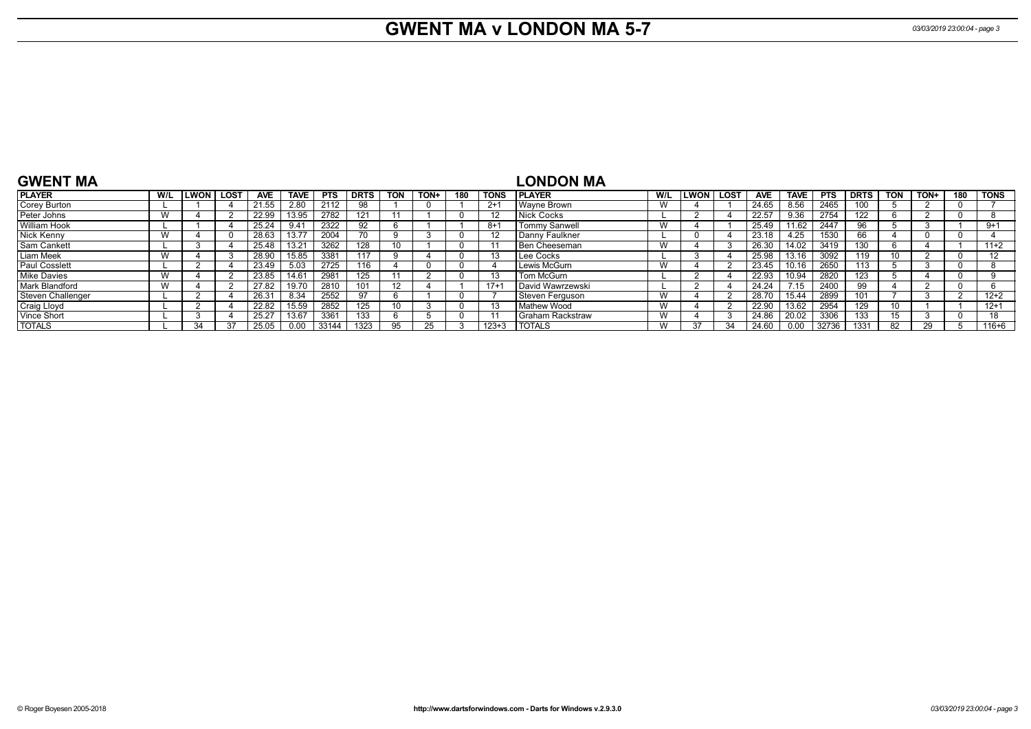# GWENT MA v LONDON MA 5-7

## GWENT MA

| PLAYER | W/L | LWON | LOST | AVE | TAVE | PTS | DRTS | TON | TON+ | 180 | TONS |
|---|---|---|---|---|---|---|---|---|---|---|---|
| Corey Burton | L | 1 | 4 | 21.55 | 2.80 | 2112 | 98 | 1 | 0 | 1 | 2+1 |
| Peter Johns | W | 4 | 2 | 22.99 | 13.95 | 2782 | 121 | 11 | 1 | 0 | 12 |
| William Hook | L | 1 | 4 | 25.24 | 9.41 | 2322 | 92 | 6 | 1 | 1 | 8+1 |
| Nick Kenny | W | 4 | 0 | 28.63 | 13.77 | 2004 | 70 | 9 | 3 | 0 | 12 |
| Sam Cankett | L | 3 | 4 | 25.48 | 13.21 | 3262 | 128 | 10 | 1 | 0 | 11 |
| Liam Meek | W | 4 | 3 | 28.90 | 15.85 | 3381 | 117 | 9 | 4 | 0 | 13 |
| Paul Cosslett | L | 2 | 4 | 23.49 | 5.03 | 2725 | 116 | 4 | 0 | 0 | 4 |
| Mike Davies | W | 4 | 2 | 23.85 | 14.61 | 2981 | 125 | 11 | 2 | 0 | 13 |
| Mark Blandford | W | 4 | 2 | 27.82 | 19.70 | 2810 | 101 | 12 | 4 | 1 | 17+1 |
| Steven Challenger | L | 2 | 4 | 26.31 | 8.34 | 2552 | 97 | 6 | 1 | 0 | 7 |
| Craig Lloyd | L | 2 | 4 | 22.82 | 15.59 | 2852 | 125 | 10 | 3 | 0 | 13 |
| Vince Short | L | 3 | 4 | 25.27 | 13.67 | 3361 | 133 | 6 | 5 | 0 | 11 |
| TOTALS | L | 34 | 37 | 25.05 | 0.00 | 33144 | 1323 | 95 | 25 | 3 | 123+3 |

## LONDON MA

| PLAYER | W/L | LWON | LOST | AVE | TAVE | PTS | DRTS | TON | TON+ | 180 | TONS |
|---|---|---|---|---|---|---|---|---|---|---|---|
| Wayne Brown | W | 4 | 1 | 24.65 | 8.56 | 2465 | 100 | 5 | 2 | 0 | 7 |
| Nick Cocks | L | 2 | 4 | 22.57 | 9.36 | 2754 | 122 | 6 | 2 | 0 | 8 |
| Tommy Sanwell | W | 4 | 1 | 25.49 | 11.62 | 2447 | 96 | 5 | 3 | 1 | 9+1 |
| Danny Faulkner | L | 0 | 4 | 23.18 | 4.25 | 1530 | 66 | 4 | 0 | 0 | 4 |
| Ben Cheeseman | W | 4 | 3 | 26.30 | 14.02 | 3419 | 130 | 6 | 4 | 1 | 11+2 |
| Lee Cocks | L | 3 | 4 | 25.98 | 13.16 | 3092 | 119 | 10 | 2 | 0 | 12 |
| Lewis McGurn | W | 4 | 2 | 23.45 | 10.16 | 2650 | 113 | 5 | 3 | 0 | 8 |
| Tom McGurn | L | 2 | 4 | 22.93 | 10.94 | 2820 | 123 | 5 | 4 | 0 | 9 |
| David Wawrzewski | L | 2 | 4 | 24.24 | 7.15 | 2400 | 99 | 4 | 2 | 0 | 6 |
| Steven Ferguson | W | 4 | 2 | 28.70 | 15.44 | 2899 | 101 | 7 | 3 | 2 | 12+2 |
| Mathew Wood | W | 4 | 2 | 22.90 | 13.62 | 2954 | 129 | 10 | 1 | 1 | 12+1 |
| Graham Rackstraw | W | 4 | 3 | 24.86 | 20.02 | 3306 | 133 | 15 | 3 | 0 | 18 |
| TOTALS | W | 37 | 34 | 24.60 | 0.00 | 32736 | 1331 | 82 | 29 | 5 | 116+6 |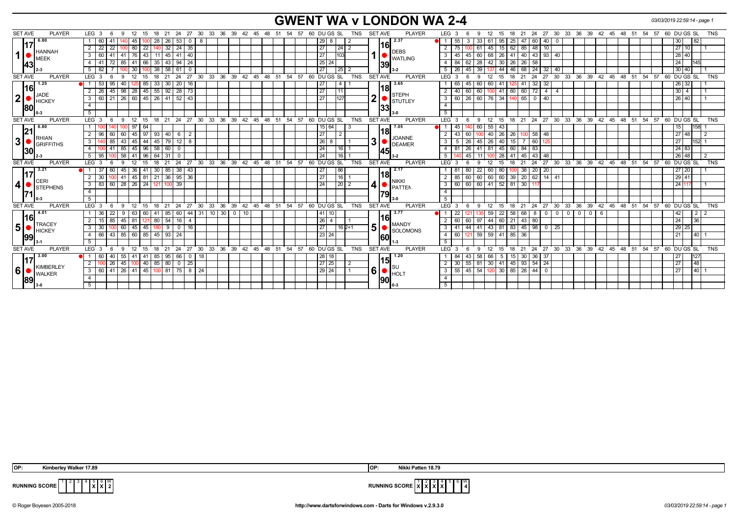# GWENT WA v LONDON WA 2-4

03/03/2019 22:59:14 - page 1

| SET AVE | PLAYER | LEG | 3 | 6 | 9 | 12 | 15 | 18 | 21 | 24 | 27 | 30 | 33 | DU | GS | SL | TNS | SET AVE | PLAYER | LEG | 3 | 6 | 9 | 12 | 15 | 18 | 21 | 24 | 27 | 30 | 33 | 36 | 39 | 42 | DU | GS | SL | TNS |
|---|---|---|---|---|---|---|---|---|---|---|---|---|---|---|---|---|---|---|---|---|---|---|---|---|---|---|---|---|---|---|---|---|---|---|---|---|---|---|
| 1 17.43 (6.80) | HANNAH MEEK 2-3 | 1 | 60 | 41 | 140 | 45 | 100 | 28 | 26 | 53 | 0 | 8 | | 29 | 8 | | 2 | 1 16.39 (2.37) | DEBS WATLING 3-2 | 1 | 55 | 3 | 33 | 61 | 95 | 25 | 47 | 60 | 40 | 0 | | | | | 30 | | 82 | |
| | | 2 | 22 | 22 | 100 | 80 | 22 | 140 | 32 | 24 | 35 | | | 27 | | 24 | 2 | | | 2 | 75 | 100 | 61 | 45 | 15 | 62 | 85 | 48 | 10 | | | | | | 27 | 10 | | 1 |
| | | 3 | 60 | 41 | 41 | 76 | 43 | 11 | 45 | 41 | 40 | | | 27 | | 103 | | | | 3 | 45 | 45 | 60 | 68 | 26 | 41 | 40 | 43 | 93 | 40 | | | | | 28 | 40 | | |
| | | 4 | 41 | 72 | 85 | 41 | 66 | 35 | 43 | 94 | 24 | | | 25 | 24 | | | | | 4 | 84 | 62 | 28 | 42 | 30 | 26 | 26 | 58 | | | | | | | 24 | | 145 | |
| | | 5 | 82 | 7 | 100 | 30 | 100 | 38 | 58 | 61 | 0 | | | 27 | | 25 | 2 | | | 5 | 26 | 45 | 39 | 137 | 44 | 46 | 68 | 24 | 32 | 40 | | | | | 30 | 40 | | 1 |
| 2 16.80 (1.25) | JADE HICKEY 0-3 | 1 | 53 | 95 | 40 | 125 | 85 | 33 | 30 | 20 | 16 | | | 27 | | 4 | 1 | 2 18.33 (3.65) | STEPH STUTLEY 3-0 | 1 | 65 | 45 | 60 | 60 | 41 | 125 | 41 | 32 | 32 | | | | | | 26 | 32 | | 1 |
| | | 2 | 26 | 45 | 98 | 28 | 45 | 55 | 92 | 28 | 73 | | | 27 | | 11 | | | | 2 | 40 | 60 | 60 | 100 | 41 | 60 | 60 | 72 | 4 | 4 | | | | | 30 | 4 | | 1 |
| | | 3 | 60 | 21 | 26 | 60 | 45 | 26 | 41 | 52 | 43 | | | 27 | | 127 | | | | 3 | 60 | 26 | 60 | 76 | 34 | 140 | 65 | 0 | 40 | | | | | | 26 | 40 | | 1 |
| 3 21.30 (6.80) | RHIAN GRIFFITHS 2-3 | 1 | 100 | 140 | 100 | 97 | 64 | | | | | | | 15 | 64 | | 3 | 3 18.45 (7.05) | JOANNE DEAMER 3-2 | 1 | 45 | 140 | 60 | 55 | 43 | | | | | | | | | | 15 | | 158 | 1 |
| | | 2 | 96 | 60 | 60 | 45 | 97 | 93 | 40 | 6 | 2 | | | 27 | | 2 | | | | 2 | 43 | 60 | 100 | 40 | 26 | 26 | 100 | 58 | 48 | | | | | | 27 | 48 | | 2 |
| | | 3 | 140 | 85 | 43 | 45 | 44 | 45 | 79 | 12 | 8 | | | 26 | 8 | | 1 | | | 3 | 5 | 26 | 45 | 26 | 40 | 15 | 7 | 60 | 125 | | | | | | 27 | | 152 | 1 |
| | | 4 | 100 | 41 | 85 | 45 | 96 | 58 | 60 | 0 | | | | 24 | | 16 | 1 | | | 4 | 81 | 26 | 41 | 81 | 45 | 60 | 84 | 83 | | | | | | | 24 | 83 | | |
| | | 5 | 95 | 100 | 58 | 41 | 96 | 64 | 31 | 0 | | | | 24 | | 16 | 1 | | | 5 | 140 | 45 | 11 | 100 | 28 | 41 | 45 | 43 | 48 | | | | | | 26 | 48 | | 2 |
| 4 17.71 (3.21) | CERI STEPHENS 0-3 | 1 | 37 | 60 | 45 | 36 | 41 | 30 | 85 | 38 | 43 | | | 27 | | 86 | | 4 18.79 (2.17) | NIKKI PATTEN 3-0 | 1 | 81 | 80 | 22 | 60 | 80 | 100 | 38 | 20 | 20 | | | | | | 27 | 20 | | 1 |
| | | 2 | 30 | 100 | 41 | 45 | 81 | 21 | 36 | 95 | 36 | | | 27 | | 16 | 1 | | | 2 | 85 | 60 | 60 | 60 | 60 | 39 | 20 | 62 | 14 | 41 | | | | | 29 | 41 | | |
| | | 3 | 83 | 60 | 28 | 26 | 24 | 121 | 100 | 39 | | | | 24 | | 20 | 2 | | | 3 | 60 | 60 | 60 | 41 | 52 | 81 | 30 | 117 | | | | | | | 24 | 117 | | 1 |
| 5 16.99 (4.01) | TRACEY HICKEY 3-1 | 1 | 36 | 22 | 9 | 63 | 60 | 41 | 85 | 60 | 44 | 31 | 10 | 41 | 10 | | | 5 16.60 (3.77) | MANDY SOLOMONS 1-3 | 1 | 22 | 121 | 135 | 59 | 22 | 58 | 68 | 8 | 0 | 0 | 0 | 0 | 0 | 6 | 42 | | 2 | 2 |
| | | 2 | 15 | 85 | 45 | 81 | 121 | 80 | 54 | 16 | 4 | | | 26 | 4 | | 1 | | | 2 | 60 | 60 | 97 | 44 | 60 | 21 | 43 | 80 | | | | | | | 24 | | 36 | |
| | | 3 | 30 | 100 | 60 | 45 | 45 | 180 | 9 | 0 | 16 | | | 27 | | 16 | 2+1 | | | 3 | 41 | 44 | 41 | 43 | 81 | 83 | 45 | 98 | 0 | 25 | | | | | 29 | 25 | | |
| | | 4 | 66 | 43 | 85 | 60 | 85 | 45 | 93 | 24 | | | | 23 | 24 | | | | | 4 | 60 | 121 | 59 | 59 | 41 | 85 | 36 | | | | | | | | 21 | | 40 | 1 |
| 6 17.89 (3.00) | KIMBERLEY WALKER 3-0 | 1 | 60 | 40 | 55 | 41 | 41 | 85 | 95 | 66 | 0 | 18 | | 28 | 18 | | | 6 15.90 (1.20) | SU HOLT 0-3 | 1 | 84 | 43 | 58 | 66 | 5 | 15 | 30 | 36 | 37 | | | | | | 27 | | 127 | |
| | | 2 | 100 | 26 | 45 | 100 | 40 | 85 | 80 | 0 | 25 | | | 27 | 25 | | 2 | | | 2 | 30 | 55 | 81 | 30 | 41 | 45 | 93 | 54 | 24 | | | | | | 27 | | 48 | |
| | | 3 | 60 | 41 | 26 | 41 | 45 | 100 | 81 | 75 | 8 | 24 | | 29 | 24 | | 1 | | | 3 | 55 | 45 | 54 | 120 | 30 | 85 | 28 | 44 | 0 | | | | | | 27 | | 40 | 1 |

OP: Kimberley Walker 17.89 | OP: Nikki Patten 18.79

| RUNNING SCORE | 1 | 2 | 3 | 4 | 5 | 6 | W |
|---|---|---|---|---|---|---|---|
| GWENT | | | | | X | X | 2 |
| LONDON | X | X | X | X | | | 4 |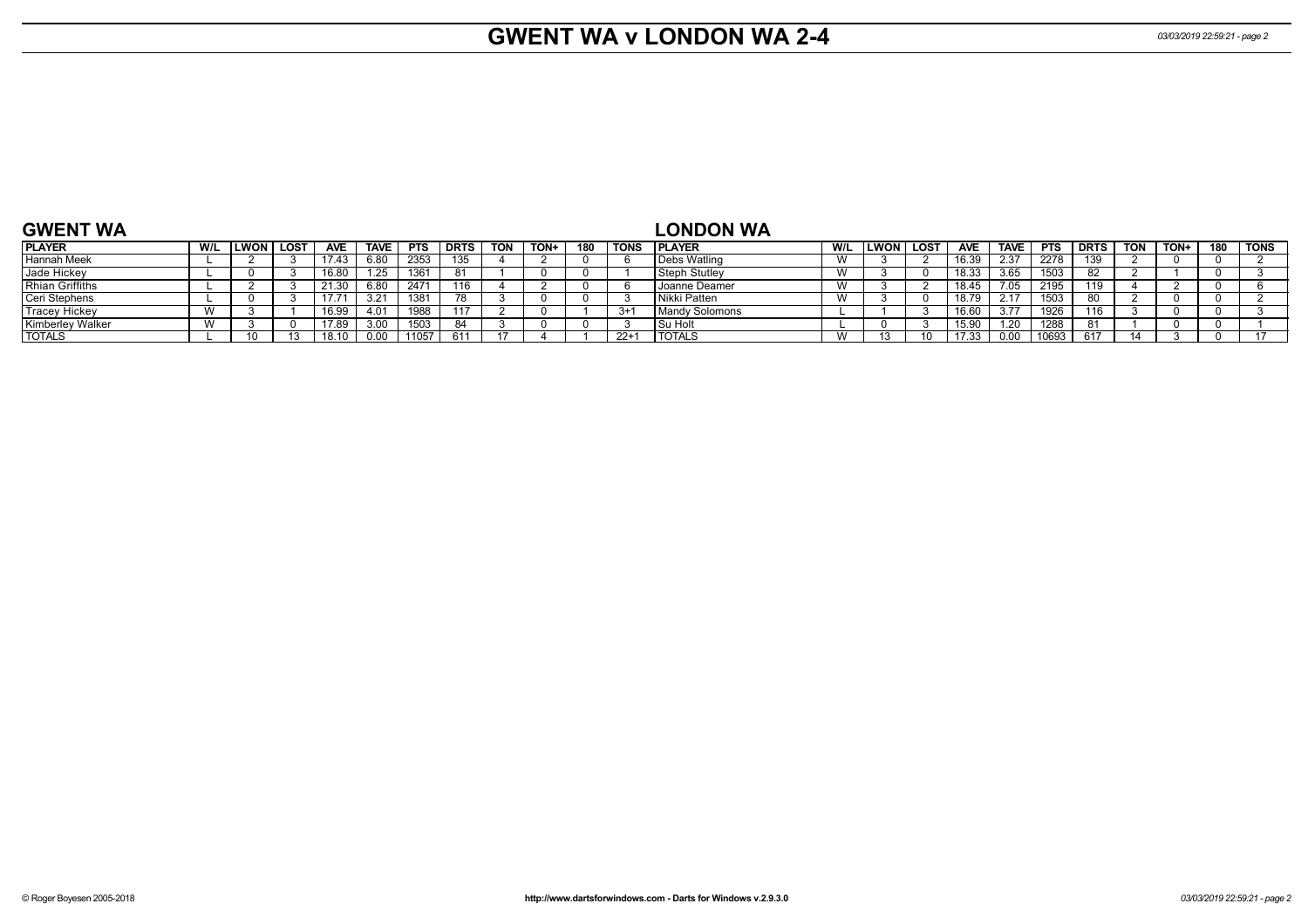# GWENT WA v LONDON WA 2-4

## GWENT WA

| PLAYER | W/L | LWON | LOST | AVE | TAVE | PTS | DRTS | TON | TON+ | 180 | TONS |
|---|---|---|---|---|---|---|---|---|---|---|---|
| Hannah Meek | L | 2 | 3 | 17.43 | 6.80 | 2353 | 135 | 4 | 2 | 0 | 6 |
| Jade Hickey | L | 0 | 3 | 16.80 | 1.25 | 1361 | 81 | 1 | 0 | 0 | 1 |
| Rhian Griffiths | L | 2 | 3 | 21.30 | 6.80 | 2471 | 116 | 4 | 2 | 0 | 6 |
| Ceri Stephens | L | 0 | 3 | 17.71 | 3.21 | 1381 | 78 | 3 | 0 | 0 | 3 |
| Tracey Hickey | W | 3 | 1 | 16.99 | 4.01 | 1988 | 117 | 2 | 0 | 1 | 3+1 |
| Kimberley Walker | W | 3 | 0 | 17.89 | 3.00 | 1503 | 84 | 3 | 0 | 0 | 3 |
| TOTALS | L | 10 | 13 | 18.10 | 0.00 | 11057 | 611 | 17 | 4 | 1 | 22+1 |

## LONDON WA

| PLAYER | W/L | LWON | LOST | AVE | TAVE | PTS | DRTS | TON | TON+ | 180 | TONS |
|---|---|---|---|---|---|---|---|---|---|---|---|
| Debs Watling | W | 3 | 2 | 16.39 | 2.37 | 2278 | 139 | 2 | 0 | 0 | 2 |
| Steph Stutley | W | 3 | 0 | 18.33 | 3.65 | 1503 | 82 | 2 | 1 | 0 | 3 |
| Joanne Deamer | W | 3 | 2 | 18.45 | 7.05 | 2195 | 119 | 4 | 2 | 0 | 6 |
| Nikki Patten | W | 3 | 0 | 18.79 | 2.17 | 1503 | 80 | 2 | 0 | 0 | 2 |
| Mandy Solomons | L | 1 | 3 | 16.60 | 3.77 | 1926 | 116 | 3 | 0 | 0 | 3 |
| Su Holt | L | 0 | 3 | 15.90 | 1.20 | 1288 | 81 | 1 | 0 | 0 | 1 |
| TOTALS | W | 13 | 10 | 17.33 | 0.00 | 10693 | 617 | 14 | 3 | 0 | 17 |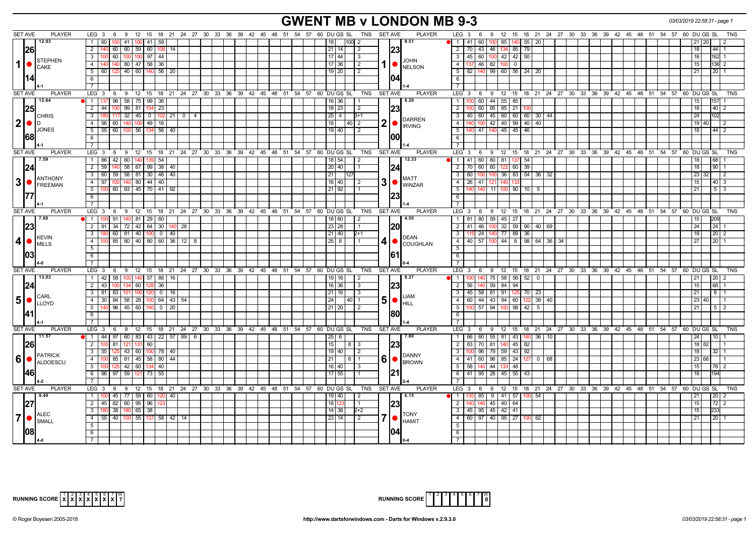# GWENT MB v LONDON MB 9-3

03/03/2019 22:58:31 - page 1

## Match 1

| SET AVE | PLAYER | LEG | 3 | 6 | 9 | 12 | 15 | 18 | 21 | 24 | 27 | 30 | DU | GS | SL | TNS |
|---|---|---|---|---|---|---|---|---|---|---|---|---|---|---|---|---|
| 12.93 / 26 / 14 | STEPHEN CAKE (4-1) | 1 | 60 | 100 | 41 | 100 | 41 | 59 | | | | | 18 | | 100 | 2 |
| | | 2 | 140 | 60 | 60 | 59 | 60 | 108 | 14 | | | | 21 | 14 | | 2 |
| | | 3 | 100 | 60 | 100 | 100 | 97 | 44 | | | | | 17 | 44 | | 3 |
| | | 4 | 140 | 140 | 80 | 47 | 58 | 36 | | | | | 17 | 36 | | 2 |
| | | 5 | 60 | 125 | 40 | 60 | 140 | 56 | 20 | | | | 19 | 20 | | 2 |

| SET AVE | PLAYER | LEG | 3 | 6 | 9 | 12 | 15 | 18 | 21 | 24 | 27 | 30 | DU | GS | SL | TNS |
|---|---|---|---|---|---|---|---|---|---|---|---|---|---|---|---|---|
| 8.51 / 23 / 04 | JOHN NELSON (1-4) | 1 | 41 | 60 | 100 | 85 | 140 | 55 | 20 | | | | 21 | 20 | | 2 |
| | | 2 | 70 | 43 | 46 | 134 | 85 | 79 | | | | | 18 | | 44 | 1 |
| | | 3 | 45 | 60 | 100 | 42 | 42 | 50 | | | | | 18 | | 162 | 1 |
| | | 4 | 137 | 46 | 82 | 100 | 0 | | | | | | 15 | | 136 | 2 |
| | | 5 | 82 | 140 | 99 | 60 | 56 | 24 | 20 | | | | 21 | | 20 | 1 |

## Match 2

| SET AVE | PLAYER | LEG | 3 | 6 | 9 | 12 | 15 | 18 | 21 | 24 | 27 | 30 | DU | GS | SL | TNS |
|---|---|---|---|---|---|---|---|---|---|---|---|---|---|---|---|---|
| 12.64 / 25 / 68 | CHRIS D JONES (4-1) | 1 | 137 | 96 | 58 | 75 | 99 | 36 | | | | | 16 | 36 | | 1 |
| | | 2 | 44 | 100 | 99 | 81 | 154 | 23 | | | | | 18 | 23 | | 2 |
| | | 3 | 180 | 117 | 32 | 45 | 0 | 102 | 21 | 0 | 4 | | 25 | 4 | | 3+1 |
| | | 4 | 96 | 60 | 140 | 100 | 49 | 16 | | | | | 18 | | 40 | 2 |
| | | 5 | 55 | 60 | 100 | 56 | 134 | 56 | 40 | | | | 19 | 40 | | 2 |

| SET AVE | PLAYER | LEG | 3 | 6 | 9 | 12 | 15 | 18 | 21 | 24 | 27 | 30 | DU | GS | SL | TNS |
|---|---|---|---|---|---|---|---|---|---|---|---|---|---|---|---|---|
| 8.20 / 23 / 00 | DARREN IRVING (1-4) | 1 | 100 | 60 | 44 | 55 | 85 | | | | | | 15 | | 157 | 1 |
| | | 2 | 100 | 60 | 95 | 85 | 21 | 100 | | | | | 18 | | 40 | 2 |
| | | 3 | 40 | 60 | 45 | 60 | 60 | 60 | 30 | 44 | | | 24 | | 102 | |
| | | 4 | 140 | 100 | 42 | 40 | 99 | 40 | 40 | | | | 19 | 40 | | 2 |
| | | 5 | 140 | 41 | 140 | 45 | 45 | 46 | | | | | 18 | | 44 | 2 |

## Match 3

| SET AVE | PLAYER | LEG | 3 | 6 | 9 | 12 | 15 | 18 | 21 | 24 | 27 | 30 | DU | GS | SL | TNS |
|---|---|---|---|---|---|---|---|---|---|---|---|---|---|---|---|---|
| 7.59 / 24 / 77 | ANTHONY FREEMAN (4-1) | 1 | 66 | 42 | 60 | 140 | 139 | 54 | | | | | 18 | 54 | | 2 |
| | | 2 | 59 | 140 | 58 | 67 | 99 | 38 | 40 | | | | 20 | 40 | | 1 |
| | | 3 | 60 | 59 | 58 | 81 | 30 | 46 | 40 | | | | 21 | | 127 | |
| | | 4 | 97 | 100 | 140 | 80 | 44 | 40 | | | | | 16 | 40 | | 2 |
| | | 5 | 100 | 60 | 93 | 45 | 70 | 41 | 92 | | | | 21 | 92 | | 1 |

| SET AVE | PLAYER | LEG | 3 | 6 | 9 | 12 | 15 | 18 | 21 | 24 | 27 | 30 | DU | GS | SL | TNS |
|---|---|---|---|---|---|---|---|---|---|---|---|---|---|---|---|---|
| 12.33 / 24 / 23 | MATT WINZAR (1-4) | 1 | 41 | 60 | 60 | 81 | 137 | 54 | | | | | 18 | | 68 | 1 |
| | | 2 | 70 | 60 | 60 | 122 | 60 | 39 | | | | | 18 | | 90 | 1 |
| | | 3 | 60 | 100 | 100 | 36 | 83 | 54 | 36 | 32 | | | 23 | 32 | | 2 |
| | | 4 | 26 | 41 | 121 | 140 | 133 | | | | | | 15 | | 40 | 3 |
| | | 5 | 140 | 140 | 11 | 100 | 90 | 10 | 5 | | | | 21 | | 5 | 3 |

## Match 4

| SET AVE | PLAYER | LEG | 3 | 6 | 9 | 12 | 15 | 18 | 21 | 24 | 27 | 30 | DU | GS | SL | TNS |
|---|---|---|---|---|---|---|---|---|---|---|---|---|---|---|---|---|
| 7.60 / 23 / 03 | KEVIN MILLS (4-0) | 1 | 100 | 91 | 140 | 81 | 29 | 60 | | | | | 18 | 60 | | 2 |
| | | 2 | 91 | 34 | 72 | 42 | 64 | 30 | 140 | 28 | | | 23 | 28 | | 1 |
| | | 3 | 180 | 60 | 81 | 40 | 100 | 0 | 40 | | | | 21 | 40 | | 2+1 |
| | | 4 | 100 | 85 | 80 | 40 | 80 | 60 | 36 | 12 | 8 | | 25 | 8 | | 1 |

| SET AVE | PLAYER | LEG | 3 | 6 | 9 | 12 | 15 | 18 | 21 | 24 | 27 | 30 | DU | GS | SL | TNS |
|---|---|---|---|---|---|---|---|---|---|---|---|---|---|---|---|---|
| 4.55 / 20 / 61 | DEAN COUGHLAN (0-4) | 1 | 81 | 80 | 59 | 45 | 27 | | | | | | 15 | | 209 | |
| | | 2 | 41 | 46 | 100 | 32 | 59 | 90 | 40 | 69 | | | 24 | | 24 | 1 |
| | | 3 | 115 | 24 | 140 | 77 | 89 | 36 | | | | | 18 | | 20 | 2 |
| | | 4 | 40 | 57 | 100 | 44 | 8 | 98 | 64 | 36 | 34 | | 27 | | 20 | 1 |

## Match 5

| SET AVE | PLAYER | LEG | 3 | 6 | 9 | 12 | 15 | 18 | 21 | 24 | 27 | 30 | DU | GS | SL | TNS |
|---|---|---|---|---|---|---|---|---|---|---|---|---|---|---|---|---|
| 13.03 / 24 / 41 | CARL LLOYD (4-1) | 1 | 42 | 58 | 100 | 140 | 57 | 88 | 16 | | | | 19 | 16 | | 2 |
| | | 2 | 43 | 100 | 134 | 60 | 128 | 36 | | | | | 16 | 36 | | 3 |
| | | 3 | 81 | 83 | 101 | 100 | 120 | 0 | 16 | | | | 21 | 16 | | 3 |
| | | 4 | 30 | 84 | 58 | 28 | 100 | 64 | 43 | 54 | | | 24 | | 40 | 1 |
| | | 5 | 140 | 96 | 45 | 60 | 140 | 0 | 20 | | | | 21 | 20 | | 2 |

| SET AVE | PLAYER | LEG | 3 | 6 | 9 | 12 | 15 | 18 | 21 | 24 | 27 | 30 | DU | GS | SL | TNS |
|---|---|---|---|---|---|---|---|---|---|---|---|---|---|---|---|---|
| 8.27 / 23 / 80 | LIAM HILL (1-4) | 1 | 100 | 140 | 75 | 58 | 56 | 52 | 0 | | | | 21 | | 20 | 2 |
| | | 2 | 56 | 140 | 59 | 84 | 94 | | | | | | 15 | | 68 | 1 |
| | | 3 | 45 | 58 | 81 | 91 | 125 | 70 | 23 | | | | 21 | | 8 | 1 |
| | | 4 | 60 | 44 | 43 | 94 | 60 | 122 | 38 | 40 | | | 23 | 40 | | 1 |
| | | 5 | 100 | 57 | 94 | 100 | 98 | 42 | 5 | | | | 21 | | 5 | 2 |

## Match 6

| SET AVE | PLAYER | LEG | 3 | 6 | 9 | 12 | 15 | 18 | 21 | 24 | 27 | 30 | DU | GS | SL | TNS |
|---|---|---|---|---|---|---|---|---|---|---|---|---|---|---|---|---|
| 11.57 / 26 / 46 | PATRICK ALDOESCU (4-2) | 1 | 44 | 97 | 60 | 83 | 43 | 22 | 57 | 89 | 6 | | 25 | 6 | | |
| | | 2 | 100 | 81 | 121 | 131 | 60 | | | | | | 15 | | 8 | 3 |
| | | 3 | 55 | 125 | 43 | 60 | 100 | 78 | 40 | | | | 19 | 40 | | 2 |
| | | 4 | 100 | 85 | 81 | 45 | 58 | 80 | 44 | | | | 21 | | 8 | 1 |
| | | 5 | 100 | 125 | 42 | 60 | 134 | 40 | | | | | 16 | 40 | | 3 |
| | | 6 | 96 | 97 | 59 | 121 | 73 | 55 | | | | | 17 | 55 | | 1 |

| SET AVE | PLAYER | LEG | 3 | 6 | 9 | 12 | 15 | 18 | 21 | 24 | 27 | 30 | DU | GS | SL | TNS |
|---|---|---|---|---|---|---|---|---|---|---|---|---|---|---|---|---|
| 7.80 / 23 / 21 | DANNY BROWN (2-4) | 1 | 66 | 60 | 55 | 81 | 43 | 140 | 36 | 10 | | | 24 | | 10 | 1 |
| | | 2 | 83 | 70 | 81 | 140 | 45 | 82 | | | | | 18 | 82 | | 1 |
| | | 3 | 100 | 96 | 79 | 59 | 43 | 92 | | | | | 18 | | 32 | 1 |
| | | 4 | 41 | 60 | 96 | 85 | 24 | 127 | 0 | 68 | | | 23 | 68 | | 1 |
| | | 5 | 58 | 140 | 44 | 133 | 48 | | | | | | 15 | | 78 | 2 |
| | | 6 | 41 | 95 | 28 | 45 | 55 | 43 | | | | | 18 | | 194 | |

## Match 7

| SET AVE | PLAYER | LEG | 3 | 6 | 9 | 12 | 15 | 18 | 21 | 24 | 27 | 30 | DU | GS | SL | TNS |
|---|---|---|---|---|---|---|---|---|---|---|---|---|---|---|---|---|
| 9.40 / 27 / 08 | ALEC SMALL (4-0) | 1 | 100 | 45 | 77 | 59 | 60 | 120 | 40 | | | | 19 | 40 | | 2 |
| | | 2 | 45 | 82 | 60 | 95 | 96 | 123 | | | | | 18 | 123 | | 1 |
| | | 3 | 180 | 38 | 180 | 65 | 38 | | | | | | 14 | 38 | | 2+2 |
| | | 4 | 55 | 40 | 100 | 55 | 137 | 58 | 42 | 14 | | | 23 | 14 | | 2 |

| SET AVE | PLAYER | LEG | 3 | 6 | 9 | 12 | 15 | 18 | 21 | 24 | 27 | 30 | DU | GS | SL | TNS |
|---|---|---|---|---|---|---|---|---|---|---|---|---|---|---|---|---|
| 6.15 / 23 / 04 | TONY HAMIT (0-4) | 1 | 135 | 85 | 9 | 41 | 57 | 100 | 54 | | | | 21 | | 20 | 2 |
| | | 2 | 140 | 140 | 45 | 40 | 64 | | | | | | 15 | | 72 | 2 |
| | | 3 | 45 | 95 | 45 | 42 | 41 | | | | | | 15 | | 233 | |
| | | 4 | 60 | 97 | 40 | 95 | 27 | 100 | 62 | | | | 21 | | 20 | 1 |

RUNNING SCORE (Gwent MB): 1 X | 2 X | 3 X | 4 X | 5 X | 6 X | 7 X | W 7

RUNNING SCORE (London MB): 1 | 2 | 3 | 4 | 5 | 6 | 7 | W 0

© Roger Boyesen 2005-2018 — http://www.dartsforwindows.com - Darts for Windows v.2.9.3.0 — 03/03/2019 22:58:31 - page 1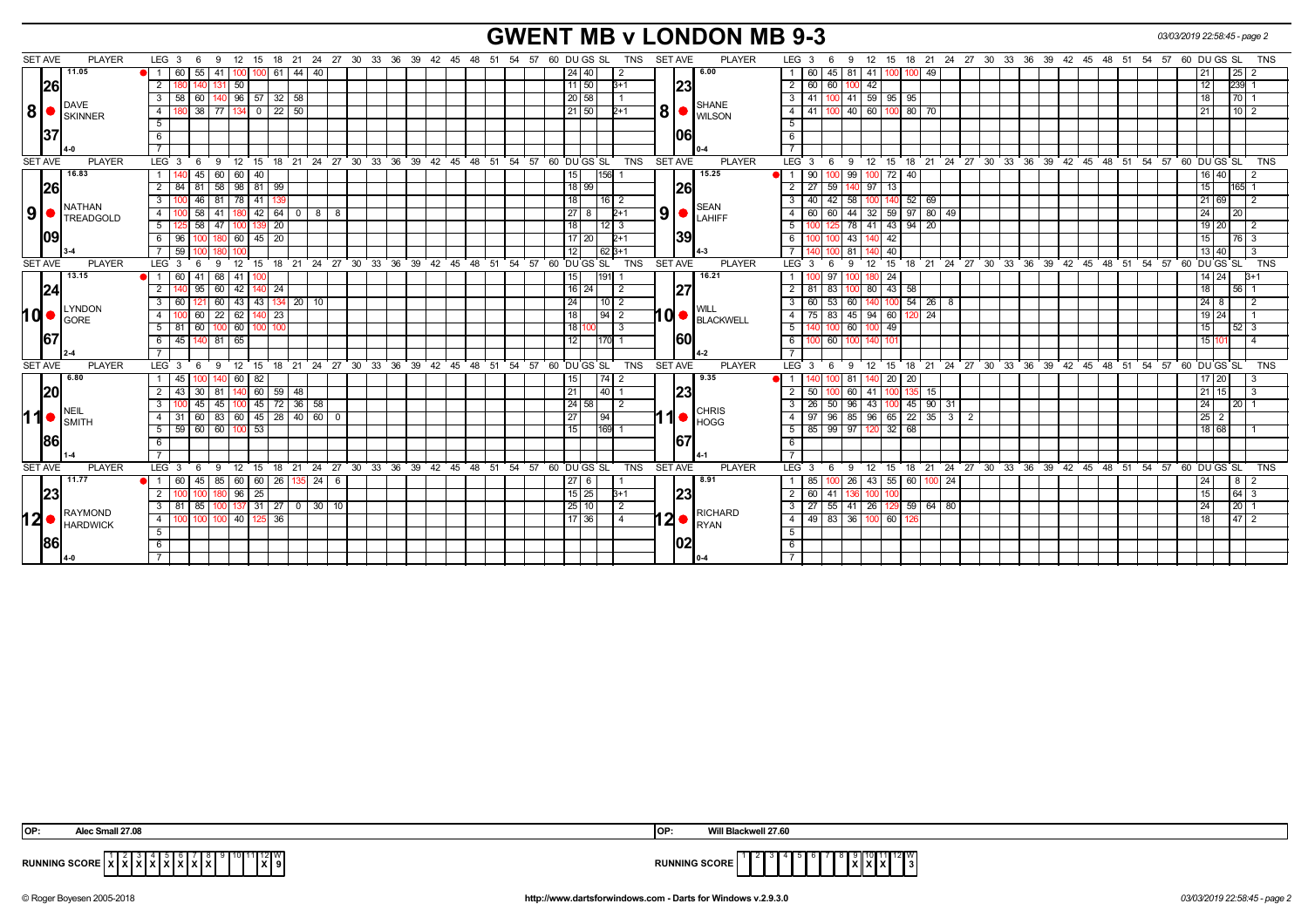# GWENT MB v LONDON MB 9-3

03/03/2019 22:58:45 - page 2

| SET AVE | PLAYER | LEG | 3 | 6 | 9 | 12 | 15 | 18 | 21 | 24 | 27 | 30 | DU | GS | SL | TNS | SET AVE | PLAYER | LEG | 3 | 6 | 9 | 12 | 15 | 18 | 21 | 24 | 27 | 30 | DU | GS | SL | TNS |
|---|---|---|---|---|---|---|---|---|---|---|---|---|---|---|---|---|---|---|---|---|---|---|---|---|---|---|---|---|---|---|---|---|---|
| 11.05 | 8 DAVE SKINNER | 1 | 60 | 55 | 41 | 100 | 100 | 61 | 44 | 40 | | | 24 | 40 | | 2 | 6.00 | 8 SHANE WILSON | 1 | 60 | 45 | 81 | 41 | 100 | 100 | 49 | | | | 21 | | 25 | 2 |
| 26 | | 2 | 180 | 140 | 131 | 50 | | | | | | | 11 | 50 | | 3+1 | 23 | | 2 | 60 | 60 | 100 | 42 | | | | | | | 12 | | 239 | 1 |
| | | 3 | 58 | 60 | 140 | 96 | 57 | 32 | 58 | | | | 20 | 58 | | 1 | | | 3 | 41 | 100 | 41 | 59 | 95 | 95 | | | | | 18 | | 70 | 1 |
| | | 4 | 180 | 38 | 77 | 134 | 0 | 22 | 50 | | | | 21 | 50 | | 2+1 | | | 4 | 41 | 100 | 40 | 60 | 100 | 80 | 70 | | | | 21 | | 10 | 2 |
| 37 | | 5 | | | | | | | | | | | | | | | 06 | | 5 | | | | | | | | | | | | | | |
| 4-0 | | 6 | | | | | | | | | | | | | | | 0-4 | | 6 | | | | | | | | | | | | | | |
| 16.83 | 9 NATHAN TREADGOLD | 1 | 140 | 45 | 60 | 60 | 40 | | | | | | 15 | | 156 | 1 | 15.25 | 9 SEAN LAHIFF | 1 | 90 | 100 | 99 | 100 | 72 | 40 | | | | | 16 | 40 | | 2 |
| 26 | | 2 | 84 | 81 | 58 | 98 | 81 | 99 | | | | | 18 | 99 | | | 26 | | 2 | 27 | 59 | 140 | 97 | 13 | | | | | | 15 | | 165 | 1 |
| | | 3 | 100 | 46 | 81 | 78 | 41 | 139 | | | | | 18 | | 16 | 2 | | | 3 | 40 | 42 | 58 | 100 | 140 | 52 | 69 | | | | 21 | 69 | | 2 |
| | | 4 | 100 | 58 | 41 | 180 | 42 | 64 | 0 | 8 | 8 | | 27 | 8 | | 2+1 | | | 4 | 60 | 60 | 44 | 32 | 59 | 97 | 80 | 49 | | | 24 | | 20 | |
| | | 5 | 125 | 58 | 47 | 100 | 139 | 20 | | | | | 18 | | 12 | 3 | | | 5 | 100 | 125 | 78 | 41 | 43 | 94 | 20 | | | | 19 | 20 | | 2 |
| 09 | | 6 | 96 | 100 | 180 | 60 | 45 | 20 | | | | | 17 | 20 | | 2+1 | 39 | | 6 | 100 | 100 | 43 | 140 | 42 | | | | | | 15 | | 76 | 3 |
| 3-4 | | 7 | 59 | 100 | 180 | 100 | | | | | | | 12 | | 62 | 3+1 | 4-3 | | 7 | 140 | 100 | 81 | 140 | 40 | | | | | | 13 | 40 | | 3 |
| 13.15 | 10 LYNDON GORE | 1 | 60 | 41 | 68 | 41 | 100 | | | | | | 15 | | 191 | 1 | 16.21 | 10 WILL BLACKWELL | 1 | 100 | 97 | 100 | 180 | 24 | | | | | | 14 | 24 | | 3+1 |
| 24 | | 2 | 140 | 95 | 60 | 42 | 140 | 24 | | | | | 16 | 24 | | 2 | 27 | | 2 | 81 | 83 | 100 | 80 | 43 | 58 | | | | | 18 | | 56 | 1 |
| | | 3 | 60 | 121 | 60 | 43 | 43 | 134 | 20 | 10 | | | 24 | | 10 | 2 | | | 3 | 60 | 53 | 60 | 140 | 100 | 54 | 26 | 8 | | | 24 | 8 | | 2 |
| | | 4 | 100 | 60 | 22 | 62 | 140 | 23 | | | | | 18 | | 94 | 2 | | | 4 | 75 | 83 | 45 | 94 | 60 | 120 | 24 | | | | 19 | 24 | | 1 |
| | | 5 | 81 | 60 | 100 | 60 | 100 | 100 | | | | | 18 | 100 | | 3 | | | 5 | 140 | 100 | 60 | 100 | 49 | | | | | | 15 | | 52 | 3 |
| 67 | | 6 | 45 | 140 | 81 | 65 | | | | | | | 12 | | 170 | 1 | 60 | | 6 | 100 | 60 | 100 | 140 | 101 | | | | | | 15 | 101 | | 4 |
| 2-4 | | 7 | | | | | | | | | | | | | | | 4-2 | | 7 | | | | | | | | | | | | | | |
| 6.80 | 11 NEIL SMITH | 1 | 45 | 100 | 140 | 60 | 82 | | | | | | 15 | | 74 | 2 | 9.35 | 11 CHRIS HOGG | 1 | 140 | 100 | 81 | 140 | 20 | 20 | | | | | 17 | 20 | | 3 |
| 20 | | 2 | 43 | 30 | 81 | 140 | 60 | 59 | 48 | | | | 21 | | 40 | 1 | 23 | | 2 | 50 | 100 | 60 | 41 | 100 | 135 | 15 | | | | 21 | 15 | | 3 |
| | | 3 | 100 | 45 | 45 | 100 | 45 | 72 | 36 | 58 | | | 24 | 58 | | 2 | | | 3 | 26 | 50 | 96 | 43 | 100 | 45 | 90 | 31 | | | 24 | | 20 | 1 |
| | | 4 | 31 | 60 | 83 | 60 | 45 | 28 | 40 | 60 | 0 | | 27 | | 94 | | | | 4 | 97 | 96 | 85 | 96 | 65 | 22 | 35 | 3 | 2 | | 25 | 2 | | |
| 86 | | 5 | 59 | 60 | 60 | 100 | 53 | | | | | | 15 | | 169 | 1 | 67 | | 5 | 85 | 99 | 97 | 120 | 32 | 68 | | | | | 18 | 68 | | 1 |
| 1-4 | | 6 | | | | | | | | | | | | | | | 4-1 | | 6 | | | | | | | | | | | | | | |
| 11.77 | 12 RAYMOND HARDWICK | 1 | 60 | 45 | 85 | 60 | 60 | 26 | 135 | 24 | 6 | | 27 | 6 | | 1 | 8.91 | 12 RICHARD RYAN | 1 | 85 | 100 | 26 | 43 | 55 | 60 | 100 | 24 | | | 24 | | 8 | 2 |
| 23 | | 2 | 100 | 100 | 180 | 96 | 25 | | | | | | 15 | 25 | | 3+1 | 23 | | 2 | 60 | 41 | 136 | 100 | 100 | | | | | | 15 | | 64 | 3 |
| | | 3 | 81 | 85 | 100 | 137 | 31 | 27 | 0 | 30 | 10 | | 25 | 10 | | 2 | | | 3 | 27 | 55 | 41 | 26 | 129 | 59 | 64 | 80 | | | 24 | | 20 | 1 |
| | | 4 | 100 | 100 | 100 | 40 | 125 | 36 | | | | | 17 | 36 | | 4 | | | 4 | 49 | 83 | 36 | 100 | 60 | 126 | | | | | 18 | | 47 | 2 |
| 86 | | 5 | | | | | | | | | | | | | | | 02 | | 5 | | | | | | | | | | | | | | |
| 4-0 | | 6 | | | | | | | | | | | | | | | 0-4 | | 6 | | | | | | | | | | | | | | |

OP: Alec Small 27.08

OP: Will Blackwell 27.60

RUNNING SCORE (Gwent): 1 X, 2 X, 3 X, 4 X, 5 X, 6 X, 7 X, 8 X, 9, 10, 11, 12 X — W 9

RUNNING SCORE (London): 9 X, 10 X, 11 X — W 3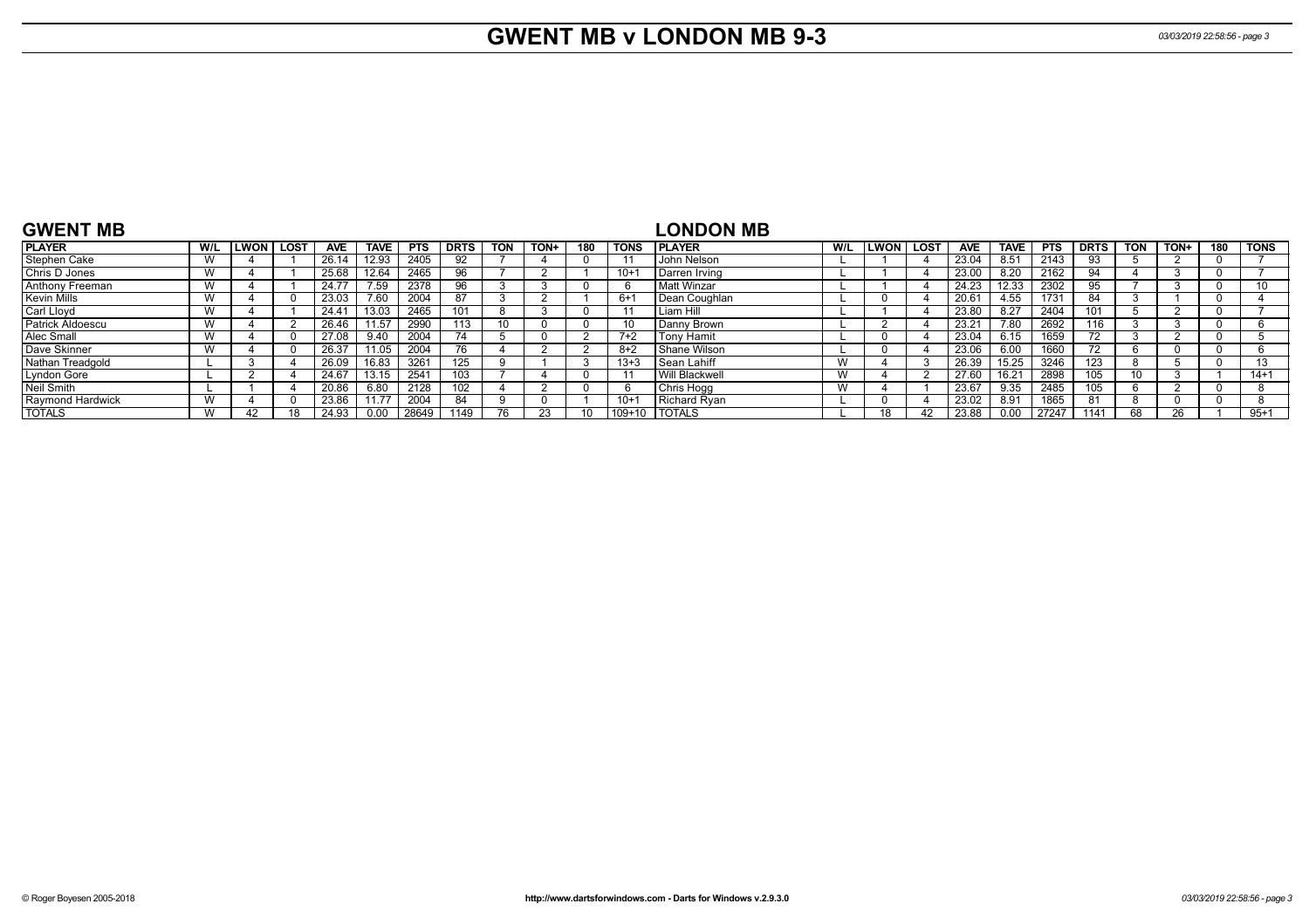# GWENT MB v LONDON MB 9-3

## GWENT MB

| PLAYER | W/L | LWON | LOST | AVE | TAVE | PTS | DRTS | TON | TON+ | 180 | TONS |
|---|---|---|---|---|---|---|---|---|---|---|---|
| Stephen Cake | W | 4 | 1 | 26.14 | 12.93 | 2405 | 92 | 7 | 4 | 0 | 11 |
| Chris D Jones | W | 4 | 1 | 25.68 | 12.64 | 2465 | 96 | 7 | 2 | 1 | 10+1 |
| Anthony Freeman | W | 4 | 1 | 24.77 | 7.59 | 2378 | 96 | 3 | 3 | 0 | 6 |
| Kevin Mills | W | 4 | 0 | 23.03 | 7.60 | 2004 | 87 | 3 | 2 | 1 | 6+1 |
| Carl Lloyd | W | 4 | 1 | 24.41 | 13.03 | 2465 | 101 | 8 | 3 | 0 | 11 |
| Patrick Aldoescu | W | 4 | 2 | 26.46 | 11.57 | 2990 | 113 | 10 | 0 | 0 | 10 |
| Alec Small | W | 4 | 0 | 27.08 | 9.40 | 2004 | 74 | 5 | 0 | 2 | 7+2 |
| Dave Skinner | W | 4 | 0 | 26.37 | 11.05 | 2004 | 76 | 4 | 2 | 2 | 8+2 |
| Nathan Treadgold | L | 3 | 4 | 26.09 | 16.83 | 3261 | 125 | 9 | 1 | 3 | 13+3 |
| Lyndon Gore | L | 2 | 4 | 24.67 | 13.15 | 2541 | 103 | 7 | 4 | 0 | 11 |
| Neil Smith | L | 1 | 4 | 20.86 | 6.80 | 2128 | 102 | 4 | 2 | 0 | 6 |
| Raymond Hardwick | W | 4 | 0 | 23.86 | 11.77 | 2004 | 84 | 9 | 0 | 1 | 10+1 |
| TOTALS | W | 42 | 18 | 24.93 | 0.00 | 28649 | 1149 | 76 | 23 | 10 | 109+10 |

## LONDON MB

| PLAYER | W/L | LWON | LOST | AVE | TAVE | PTS | DRTS | TON | TON+ | 180 | TONS |
|---|---|---|---|---|---|---|---|---|---|---|---|
| John Nelson | L | 1 | 4 | 23.04 | 8.51 | 2143 | 93 | 5 | 2 | 0 | 7 |
| Darren Irving | L | 1 | 4 | 23.00 | 8.20 | 2162 | 94 | 4 | 3 | 0 | 7 |
| Matt Winzar | L | 1 | 4 | 24.23 | 12.33 | 2302 | 95 | 7 | 3 | 0 | 10 |
| Dean Coughlan | L | 0 | 4 | 20.61 | 4.55 | 1731 | 84 | 3 | 1 | 0 | 4 |
| Liam Hill | L | 1 | 4 | 23.80 | 8.27 | 2404 | 101 | 5 | 2 | 0 | 7 |
| Danny Brown | L | 2 | 4 | 23.21 | 7.80 | 2692 | 116 | 3 | 3 | 0 | 6 |
| Tony Hamit | L | 0 | 4 | 23.04 | 6.15 | 1659 | 72 | 3 | 2 | 0 | 5 |
| Shane Wilson | L | 0 | 4 | 23.06 | 6.00 | 1660 | 72 | 6 | 0 | 0 | 6 |
| Sean Lahiff | W | 4 | 3 | 26.39 | 15.25 | 3246 | 123 | 8 | 5 | 0 | 13 |
| Will Blackwell | W | 4 | 2 | 27.60 | 16.21 | 2898 | 105 | 10 | 3 | 1 | 14+1 |
| Chris Hogg | W | 4 | 1 | 23.67 | 9.35 | 2485 | 105 | 6 | 2 | 0 | 8 |
| Richard Ryan | L | 0 | 4 | 23.02 | 8.91 | 1865 | 81 | 8 | 0 | 0 | 8 |
| TOTALS | L | 18 | 42 | 23.88 | 0.00 | 27247 | 1141 | 68 | 26 | 1 | 95+1 |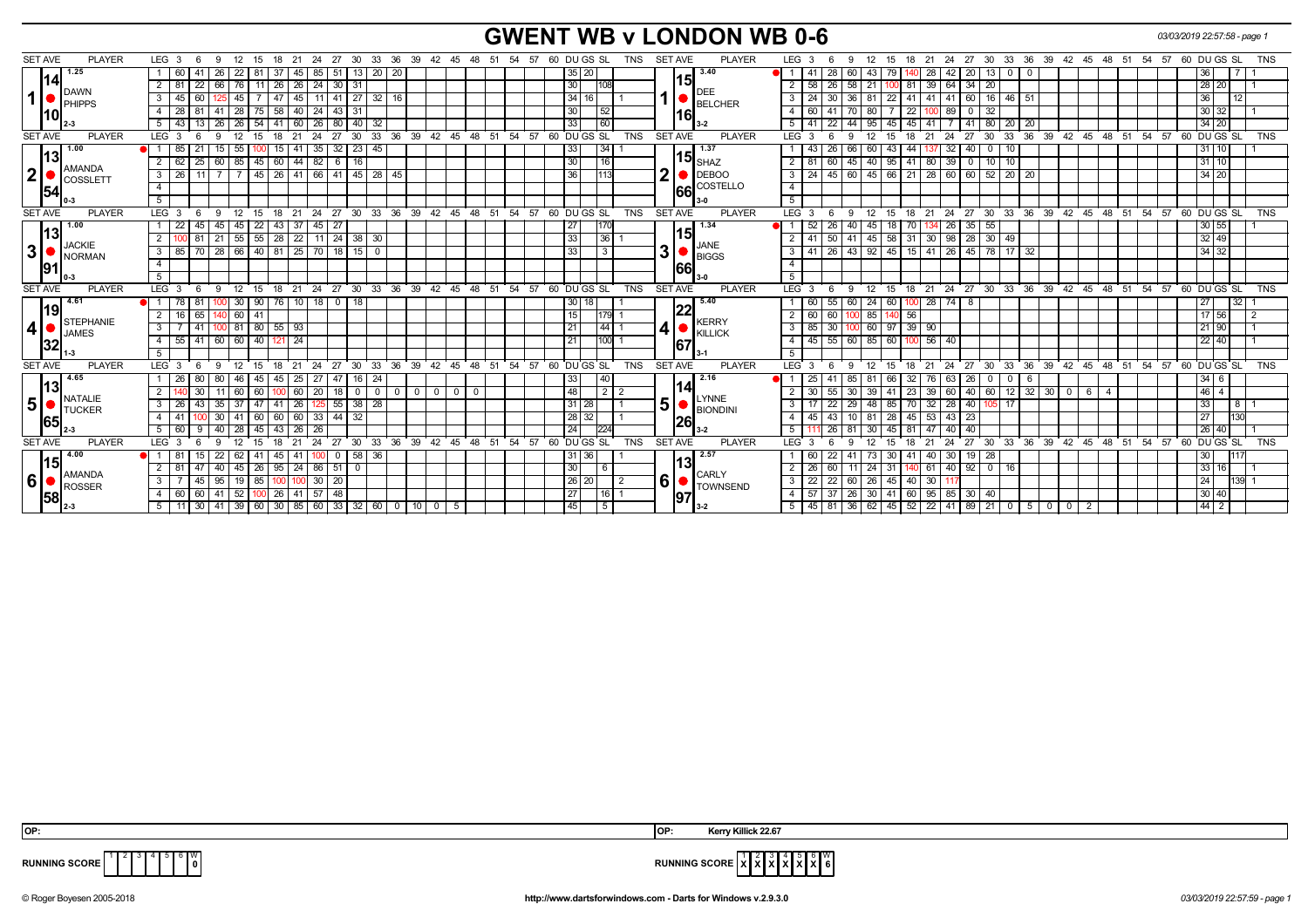# GWENT WB v LONDON WB 0-6

03/03/2019 22:57:58 - page 1

| SET AVE | PLAYER | LEG | 3 | 6 | 9 | 12 | 15 | 18 | 21 | 24 | 27 | 30 | 33 | 36 | 39 | 42 | 45 | 48 | 51 | 54 | 57 | 60 | DU | GS | SL | TNS | SET AVE | PLAYER | LEG | 3 | 6 | 9 | 12 | 15 | 18 | 21 | 24 | 27 | 30 | 33 | 36 | 39 | 42 | 45 | 48 | 51 | 54 | 57 | 60 | DU | GS | SL | TNS |
|---|---|---|---|---|---|---|---|---|---|---|---|---|---|---|---|---|---|---|---|---|---|---|---|---|---|---|---|---|---|---|---|---|---|---|---|---|---|---|---|---|---|---|---|---|---|---|---|---|---|---|---|---|---|---|
| 1.25 / 14 / 10 / 2-3 | 1 DAWN PHIPPS | 1 | 60 | 41 | 26 | 22 | 81 | 37 | 45 | 85 | 51 | 13 | 20 | 20 | | | | | | | | | 35 | 20 | | | 3.40 / 15 / 16 / 3-2 | 1 DEE BELCHER | 1 | 41 | 28 | 60 | 43 | 79 | 140 | 28 | 42 | 20 | 13 | 0 | 0 | | | | | | | | | 36 | | 7 | 1 |
| | | 2 | 81 | 22 | 66 | 76 | 11 | 26 | 26 | 24 | 30 | 31 | | | | | | | | | | | 30 | | 108 | | | | 2 | 58 | 26 | 58 | 21 | 100 | 81 | 39 | 64 | 34 | 20 | | | | | | | | | | | 28 | 20 | | 1 |
| | | 3 | 45 | 60 | 125 | 45 | 7 | 47 | 45 | 11 | 41 | 27 | 32 | 16 | | | | | | | | | 34 | 16 | | 1 | | | 3 | 24 | 30 | 36 | 81 | 22 | 41 | 41 | 41 | 60 | 16 | 46 | 51 | | | | | | | | | 36 | | 12 | |
| | | 4 | 28 | 81 | 41 | 28 | 75 | 58 | 40 | 24 | 43 | 31 | | | | | | | | | | | 30 | | 52 | | | | 4 | 60 | 41 | 70 | 80 | 7 | 22 | 100 | 89 | 0 | 32 | | | | | | | | | | | 30 | 32 | | 1 |
| | | 5 | 43 | 13 | 26 | 26 | 54 | 41 | 60 | 26 | 80 | 40 | 32 | | | | | | | | | | 33 | | 60 | | | | 5 | 41 | 22 | 44 | 95 | 45 | 45 | 41 | 7 | 41 | 80 | 20 | 20 | | | | | | | | | 34 | 20 | | |
| 1.00 / 13 / 54 / 0-3 | 2 AMANDA COSSLETT | 1 | 85 | 21 | 15 | 55 | 100 | 15 | 41 | 35 | 32 | 23 | 45 | | | | | | | | | | 33 | | 34 | 1 | 1.37 / 15 / 66 / 3-0 | 2 SHAZ DEBOO COSTELLO | 1 | 43 | 26 | 66 | 60 | 43 | 44 | 137 | 32 | 40 | 0 | 10 | | | | | | | | | | 31 | 10 | | 1 |
| | | 2 | 62 | 25 | 60 | 85 | 45 | 60 | 44 | 82 | 6 | 16 | | | | | | | | | | | 30 | | 16 | | | | 2 | 81 | 60 | 45 | 40 | 95 | 41 | 80 | 39 | 0 | 10 | 10 | | | | | | | | | | 31 | 10 | | |
| | | 3 | 26 | 11 | 7 | 7 | 45 | 26 | 41 | 66 | 41 | 45 | 28 | 45 | | | | | | | | | 36 | | 113 | | | | 3 | 24 | 45 | 60 | 45 | 66 | 21 | 28 | 60 | 60 | 52 | 20 | 20 | | | | | | | | | 34 | 20 | | |
| 1.00 / 13 / 91 / 0-3 | 3 JACKIE NORMAN | 1 | 22 | 45 | 45 | 45 | 22 | 43 | 37 | 45 | 27 | | | | | | | | | | | | 27 | | 170 | | 1.34 / 15 / 66 / 3-0 | 3 JANE BIGGS | 1 | 52 | 26 | 40 | 45 | 18 | 70 | 134 | 26 | 35 | 55 | | | | | | | | | | | 30 | 55 | | 1 |
| | | 2 | 100 | 81 | 21 | 55 | 55 | 28 | 22 | 11 | 24 | 38 | 30 | | | | | | | | | | 33 | | 36 | 1 | | | 2 | 41 | 50 | 41 | 45 | 58 | 31 | 30 | 98 | 28 | 30 | 49 | | | | | | | | | | 32 | 49 | | |
| | | 3 | 85 | 70 | 28 | 66 | 40 | 81 | 25 | 70 | 18 | 15 | 0 | | | | | | | | | | 33 | | 3 | | | | 3 | 41 | 26 | 43 | 92 | 45 | 15 | 41 | 26 | 45 | 78 | 17 | 32 | | | | | | | | | 34 | 32 | | |
| 4.61 / 19 / 32 / 1-3 | 4 STEPHANIE JAMES | 1 | 78 | 81 | 100 | 30 | 90 | 76 | 10 | 18 | 0 | 18 | | | | | | | | | | | 30 | 18 | | 1 | 5.40 / 22 / 67 / 3-1 | 4 KERRY KILLICK | 1 | 60 | 55 | 60 | 24 | 60 | 100 | 28 | 74 | 8 | | | | | | | | | | | | 27 | | 32 | 1 |
| | | 2 | 16 | 65 | 140 | 60 | 41 | | | | | | | | | | | | | | | | 15 | | 179 | 1 | | | 2 | 60 | 60 | 100 | 85 | 140 | 56 | | | | | | | | | | | | | | | 17 | 56 | | 2 |
| | | 3 | 7 | 41 | 100 | 81 | 80 | 55 | 93 | | | | | | | | | | | | | | 21 | | 44 | 1 | | | 3 | 85 | 30 | 100 | 60 | 97 | 39 | 90 | | | | | | | | | | | | | | 21 | 90 | | 1 |
| | | 4 | 55 | 41 | 60 | 60 | 40 | 121 | 24 | | | | | | | | | | | | | | 21 | | 100 | 1 | | | 4 | 45 | 55 | 60 | 85 | 60 | 100 | 56 | 40 | | | | | | | | | | | | | 22 | 40 | | 1 |
| 4.65 / 13 / 65 / 2-3 | 5 NATALIE TUCKER | 1 | 26 | 80 | 80 | 46 | 45 | 45 | 25 | 27 | 47 | 16 | 24 | | | | | | | | | | 33 | | 40 | | 2.16 / 14 / 26 / 3-2 | 5 LYNNE BIONDINI | 1 | 25 | 41 | 85 | 81 | 66 | 32 | 76 | 63 | 26 | 0 | 0 | 6 | | | | | | | | | 34 | 6 | | |
| | | 2 | 140 | 30 | 11 | 60 | 60 | 100 | 60 | 20 | 18 | 0 | 0 | 0 | 0 | 0 | 0 | 0 | | | | | 48 | | 2 | 2 | | | 2 | 30 | 55 | 30 | 39 | 41 | 23 | 39 | 60 | 40 | 60 | 12 | 32 | 30 | 0 | 6 | 4 | | | | | 46 | 4 | | |
| | | 3 | 26 | 43 | 35 | 37 | 47 | 41 | 26 | 125 | 55 | 38 | 28 | | | | | | | | | | 31 | 28 | | 1 | | | 3 | 17 | 22 | 29 | 48 | 85 | 70 | 32 | 28 | 40 | 105 | 17 | | | | | | | | | | 33 | | 8 | 1 |
| | | 4 | 41 | 100 | 30 | 41 | 60 | 60 | 60 | 33 | 44 | 32 | | | | | | | | | | | 28 | 32 | | 1 | | | 4 | 45 | 43 | 10 | 81 | 28 | 45 | 53 | 43 | 23 | | | | | | | | | | | | 27 | | 130 | |
| | | 5 | 60 | 9 | 40 | 28 | 45 | 43 | 26 | 26 | | | | | | | | | | | | | 24 | | 224 | | | | 5 | 111 | 26 | 81 | 30 | 45 | 81 | 47 | 40 | 40 | | | | | | | | | | | | 26 | 40 | | 1 |
| 4.00 / 15 / 58 / 2-3 | 6 AMANDA ROSSER | 1 | 81 | 15 | 22 | 62 | 41 | 45 | 41 | 100 | 0 | 58 | 36 | | | | | | | | | | 31 | 36 | | 1 | 2.57 / 13 / 97 / 3-2 | 6 CARLY TOWNSEND | 1 | 60 | 22 | 41 | 73 | 30 | 41 | 40 | 30 | 19 | 28 | | | | | | | | | | | 30 | | 117 | |
| | | 2 | 81 | 47 | 40 | 45 | 26 | 95 | 24 | 86 | 51 | 0 | | | | | | | | | | | 30 | | 6 | | | | 2 | 26 | 60 | 11 | 24 | 31 | 140 | 61 | 40 | 92 | 0 | 16 | | | | | | | | | | 33 | 16 | | 1 |
| | | 3 | 7 | 45 | 95 | 19 | 85 | 100 | 100 | 30 | 20 | | | | | | | | | | | | 26 | 20 | | 2 | | | 3 | 22 | 22 | 60 | 26 | 45 | 40 | 30 | 117 | | | | | | | | | | | | | 24 | | 139 | 1 |
| | | 4 | 60 | 60 | 41 | 52 | 100 | 26 | 41 | 57 | 48 | | | | | | | | | | | | 27 | | 16 | 1 | | | 4 | 57 | 37 | 26 | 30 | 41 | 60 | 95 | 85 | 30 | 40 | | | | | | | | | | | 30 | 40 | | |
| | | 5 | 11 | 30 | 41 | 39 | 60 | 30 | 85 | 60 | 33 | 32 | 60 | 0 | 10 | 0 | 5 | | | | | | 45 | | 5 | | | | 5 | 45 | 81 | 36 | 62 | 45 | 52 | 22 | 41 | 89 | 21 | 0 | 5 | 0 | 0 | 2 | | | | | | 44 | 2 | | |

OP:

OP: Kerry Killick 22.67

RUNNING SCORE: 1 2 3 4 5 6 W — 0

RUNNING SCORE: X X X X X X — 6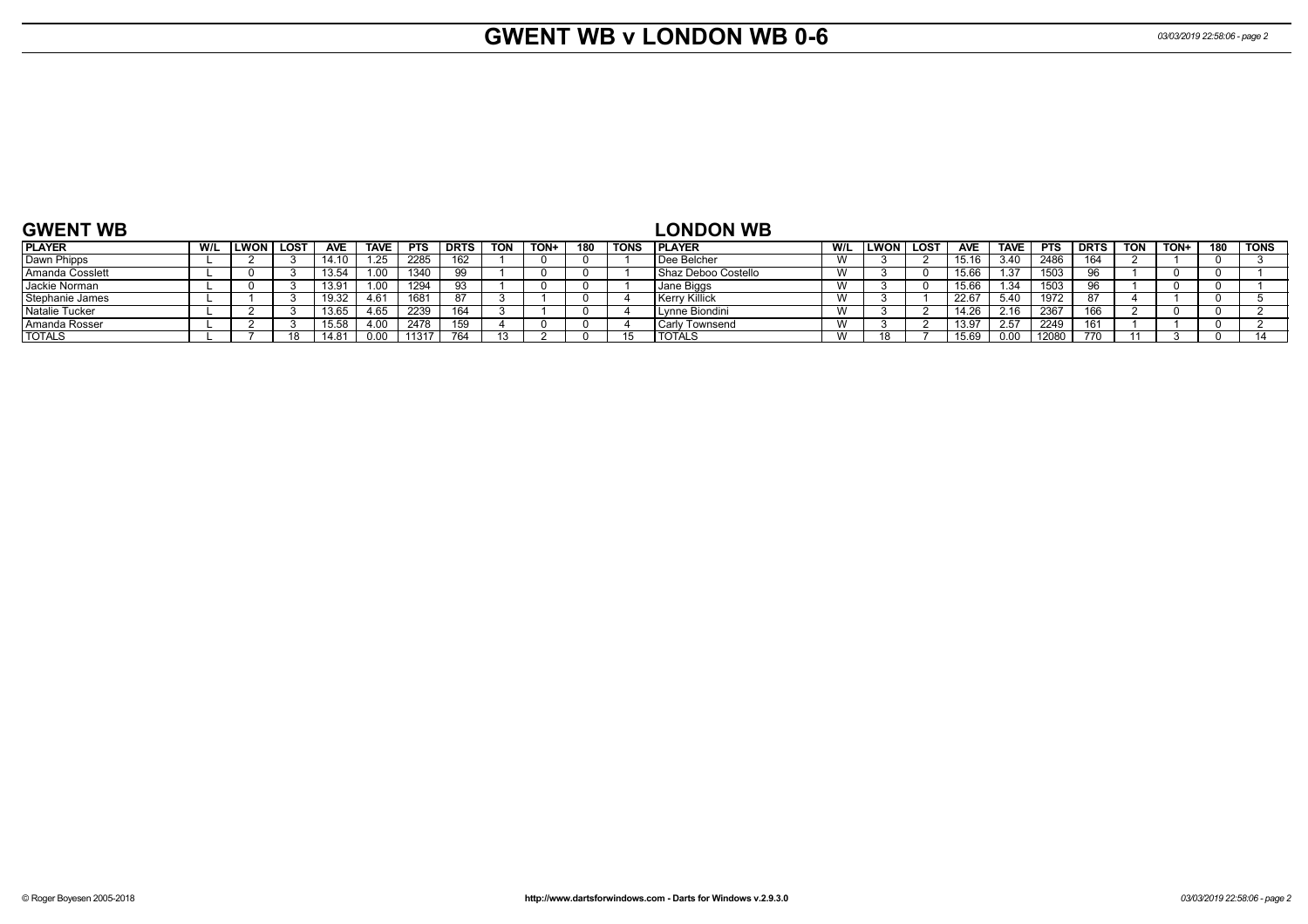# GWENT WB v LONDON WB 0-6

## GWENT WB

| PLAYER | W/L | LWON | LOST | AVE | TAVE | PTS | DRTS | TON | TON+ | 180 | TONS |
|---|---|---|---|---|---|---|---|---|---|---|---|
| Dawn Phipps | L | 2 | 3 | 14.10 | 1.25 | 2285 | 162 | 1 | 0 | 0 | 1 |
| Amanda Cosslett | L | 0 | 3 | 13.54 | 1.00 | 1340 | 99 | 1 | 0 | 0 | 1 |
| Jackie Norman | L | 0 | 3 | 13.91 | 1.00 | 1294 | 93 | 1 | 0 | 0 | 1 |
| Stephanie James | L | 1 | 3 | 19.32 | 4.61 | 1681 | 87 | 3 | 1 | 0 | 4 |
| Natalie Tucker | L | 2 | 3 | 13.65 | 4.65 | 2239 | 164 | 3 | 1 | 0 | 4 |
| Amanda Rosser | L | 2 | 3 | 15.58 | 4.00 | 2478 | 159 | 4 | 0 | 0 | 4 |
| TOTALS | L | 7 | 18 | 14.81 | 0.00 | 11317 | 764 | 13 | 2 | 0 | 15 |

## LONDON WB

| PLAYER | W/L | LWON | LOST | AVE | TAVE | PTS | DRTS | TON | TON+ | 180 | TONS |
|---|---|---|---|---|---|---|---|---|---|---|---|
| Dee Belcher | W | 3 | 2 | 15.16 | 3.40 | 2486 | 164 | 2 | 1 | 0 | 3 |
| Shaz Deboo Costello | W | 3 | 0 | 15.66 | 1.37 | 1503 | 96 | 1 | 0 | 0 | 1 |
| Jane Biggs | W | 3 | 0 | 15.66 | 1.34 | 1503 | 96 | 1 | 0 | 0 | 1 |
| Kerry Killick | W | 3 | 1 | 22.67 | 5.40 | 1972 | 87 | 4 | 1 | 0 | 5 |
| Lynne Biondini | W | 3 | 2 | 14.26 | 2.16 | 2367 | 166 | 2 | 0 | 0 | 2 |
| Carly Townsend | W | 3 | 2 | 13.97 | 2.57 | 2249 | 161 | 1 | 1 | 0 | 2 |
| TOTALS | W | 18 | 7 | 15.69 | 0.00 | 12080 | 770 | 11 | 3 | 0 | 14 |

© Roger Boyesen 2005-2018 http://www.dartsforwindows.com - Darts for Windows v.2.9.3.0